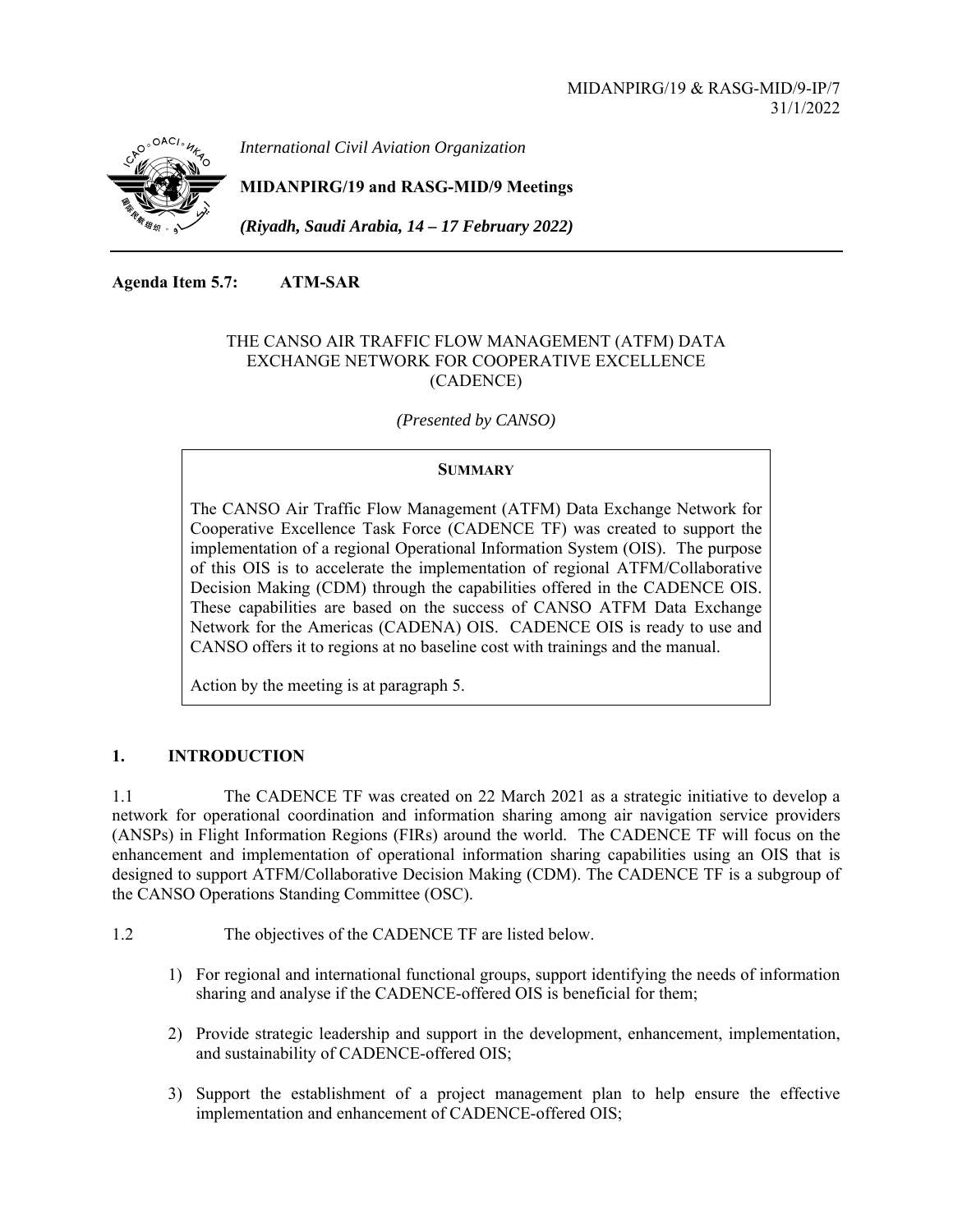MIDANPIRG/19 & RASG-MID/9-IP/7
31/1/2022

*International Civil Aviation Organization*

**MIDANPIRG/19 and RASG-MID/9 Meetings**

***(Riyadh, Saudi Arabia, 14 – 17 February 2022)***

**Agenda Item 5.7: ATM-SAR**

THE CANSO AIR TRAFFIC FLOW MANAGEMENT (ATFM) DATA EXCHANGE NETWORK FOR COOPERATIVE EXCELLENCE (CADENCE)

*(Presented by CANSO)*

**SUMMARY**

The CANSO Air Traffic Flow Management (ATFM) Data Exchange Network for Cooperative Excellence Task Force (CADENCE TF) was created to support the implementation of a regional Operational Information System (OIS). The purpose of this OIS is to accelerate the implementation of regional ATFM/Collaborative Decision Making (CDM) through the capabilities offered in the CADENCE OIS. These capabilities are based on the success of CANSO ATFM Data Exchange Network for the Americas (CADENA) OIS. CADENCE OIS is ready to use and CANSO offers it to regions at no baseline cost with trainings and the manual.

Action by the meeting is at paragraph 5.

## 1. INTRODUCTION

1.1 The CADENCE TF was created on 22 March 2021 as a strategic initiative to develop a network for operational coordination and information sharing among air navigation service providers (ANSPs) in Flight Information Regions (FIRs) around the world. The CADENCE TF will focus on the enhancement and implementation of operational information sharing capabilities using an OIS that is designed to support ATFM/Collaborative Decision Making (CDM). The CADENCE TF is a subgroup of the CANSO Operations Standing Committee (OSC).

1.2 The objectives of the CADENCE TF are listed below.

1) For regional and international functional groups, support identifying the needs of information sharing and analyse if the CADENCE-offered OIS is beneficial for them;

2) Provide strategic leadership and support in the development, enhancement, implementation, and sustainability of CADENCE-offered OIS;

3) Support the establishment of a project management plan to help ensure the effective implementation and enhancement of CADENCE-offered OIS;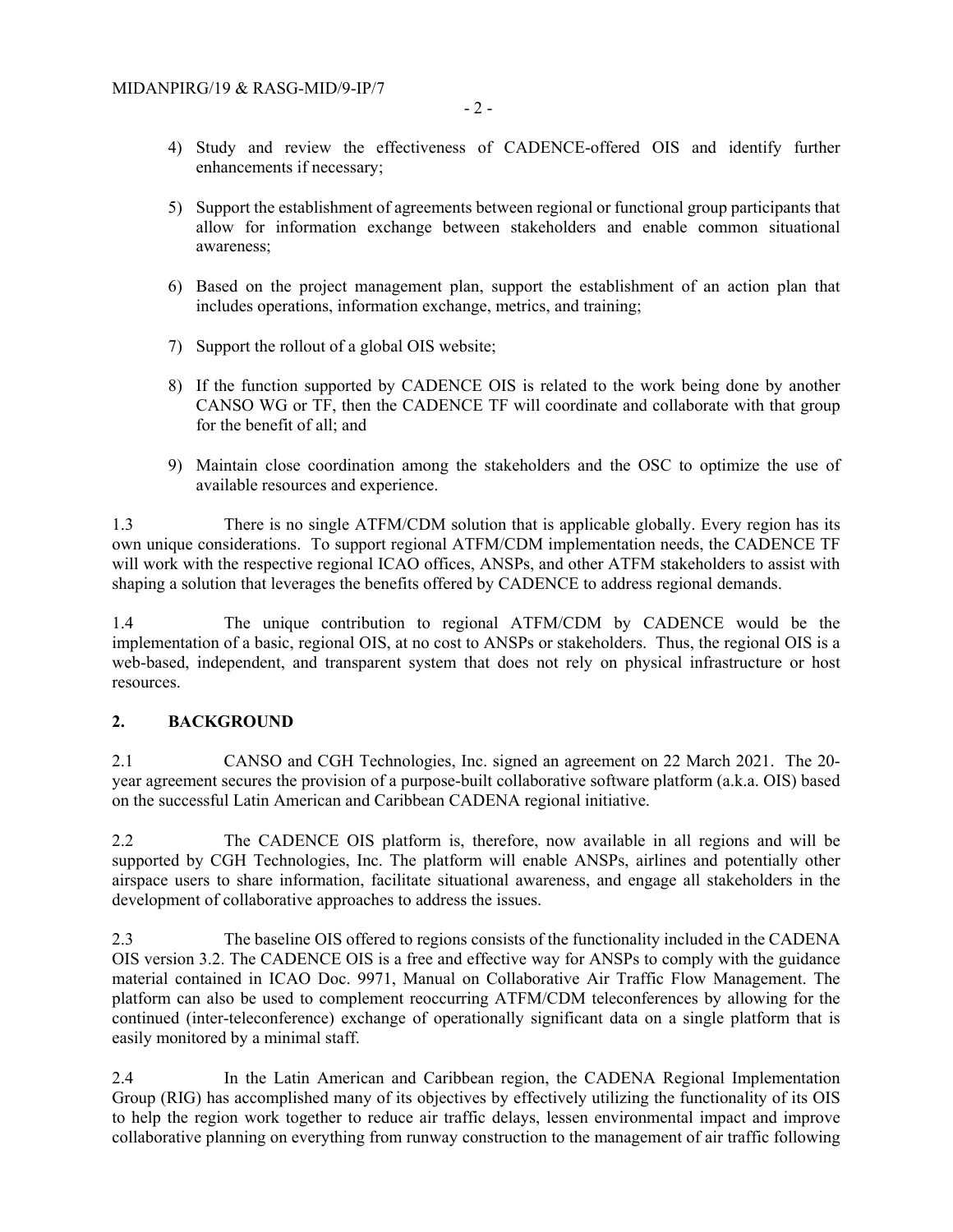4) Study and review the effectiveness of CADENCE-offered OIS and identify further enhancements if necessary;

5) Support the establishment of agreements between regional or functional group participants that allow for information exchange between stakeholders and enable common situational awareness;

6) Based on the project management plan, support the establishment of an action plan that includes operations, information exchange, metrics, and training;

7) Support the rollout of a global OIS website;

8) If the function supported by CADENCE OIS is related to the work being done by another CANSO WG or TF, then the CADENCE TF will coordinate and collaborate with that group for the benefit of all; and

9) Maintain close coordination among the stakeholders and the OSC to optimize the use of available resources and experience.

1.3 There is no single ATFM/CDM solution that is applicable globally. Every region has its own unique considerations. To support regional ATFM/CDM implementation needs, the CADENCE TF will work with the respective regional ICAO offices, ANSPs, and other ATFM stakeholders to assist with shaping a solution that leverages the benefits offered by CADENCE to address regional demands.

1.4 The unique contribution to regional ATFM/CDM by CADENCE would be the implementation of a basic, regional OIS, at no cost to ANSPs or stakeholders. Thus, the regional OIS is a web-based, independent, and transparent system that does not rely on physical infrastructure or host resources.

## 2. BACKGROUND

2.1 CANSO and CGH Technologies, Inc. signed an agreement on 22 March 2021. The 20-year agreement secures the provision of a purpose-built collaborative software platform (a.k.a. OIS) based on the successful Latin American and Caribbean CADENA regional initiative.

2.2 The CADENCE OIS platform is, therefore, now available in all regions and will be supported by CGH Technologies, Inc. The platform will enable ANSPs, airlines and potentially other airspace users to share information, facilitate situational awareness, and engage all stakeholders in the development of collaborative approaches to address the issues.

2.3 The baseline OIS offered to regions consists of the functionality included in the CADENA OIS version 3.2. The CADENCE OIS is a free and effective way for ANSPs to comply with the guidance material contained in ICAO Doc. 9971, Manual on Collaborative Air Traffic Flow Management. The platform can also be used to complement reoccurring ATFM/CDM teleconferences by allowing for the continued (inter-teleconference) exchange of operationally significant data on a single platform that is easily monitored by a minimal staff.

2.4 In the Latin American and Caribbean region, the CADENA Regional Implementation Group (RIG) has accomplished many of its objectives by effectively utilizing the functionality of its OIS to help the region work together to reduce air traffic delays, lessen environmental impact and improve collaborative planning on everything from runway construction to the management of air traffic following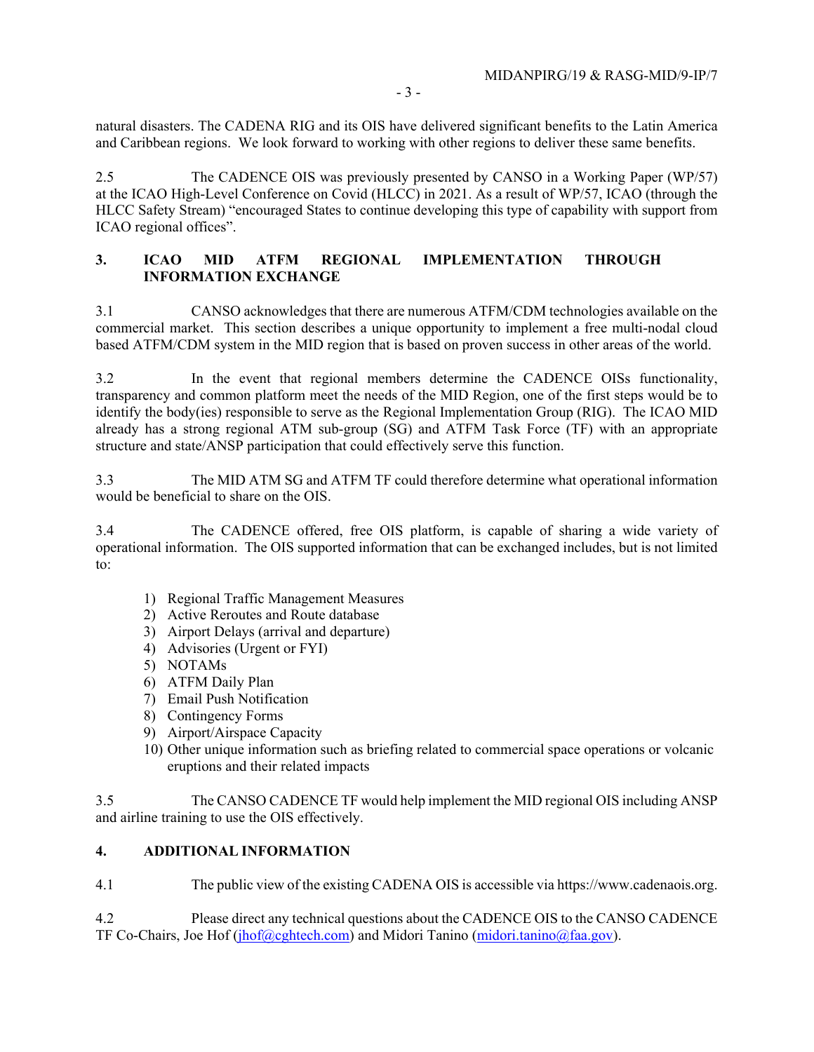natural disasters. The CADENA RIG and its OIS have delivered significant benefits to the Latin America and Caribbean regions. We look forward to working with other regions to deliver these same benefits.

2.5 The CADENCE OIS was previously presented by CANSO in a Working Paper (WP/57) at the ICAO High-Level Conference on Covid (HLCC) in 2021. As a result of WP/57, ICAO (through the HLCC Safety Stream) "encouraged States to continue developing this type of capability with support from ICAO regional offices".

## 3. ICAO MID ATFM REGIONAL IMPLEMENTATION THROUGH INFORMATION EXCHANGE

3.1 CANSO acknowledges that there are numerous ATFM/CDM technologies available on the commercial market. This section describes a unique opportunity to implement a free multi-nodal cloud based ATFM/CDM system in the MID region that is based on proven success in other areas of the world.

3.2 In the event that regional members determine the CADENCE OISs functionality, transparency and common platform meet the needs of the MID Region, one of the first steps would be to identify the body(ies) responsible to serve as the Regional Implementation Group (RIG). The ICAO MID already has a strong regional ATM sub-group (SG) and ATFM Task Force (TF) with an appropriate structure and state/ANSP participation that could effectively serve this function.

3.3 The MID ATM SG and ATFM TF could therefore determine what operational information would be beneficial to share on the OIS.

3.4 The CADENCE offered, free OIS platform, is capable of sharing a wide variety of operational information. The OIS supported information that can be exchanged includes, but is not limited to:

1) Regional Traffic Management Measures
2) Active Reroutes and Route database
3) Airport Delays (arrival and departure)
4) Advisories (Urgent or FYI)
5) NOTAMs
6) ATFM Daily Plan
7) Email Push Notification
8) Contingency Forms
9) Airport/Airspace Capacity
10) Other unique information such as briefing related to commercial space operations or volcanic eruptions and their related impacts

3.5 The CANSO CADENCE TF would help implement the MID regional OIS including ANSP and airline training to use the OIS effectively.

## 4. ADDITIONAL INFORMATION

4.1 The public view of the existing CADENA OIS is accessible via https://www.cadenaois.org.

4.2 Please direct any technical questions about the CADENCE OIS to the CANSO CADENCE TF Co-Chairs, Joe Hof (jhof@cghtech.com) and Midori Tanino (midori.tanino@faa.gov).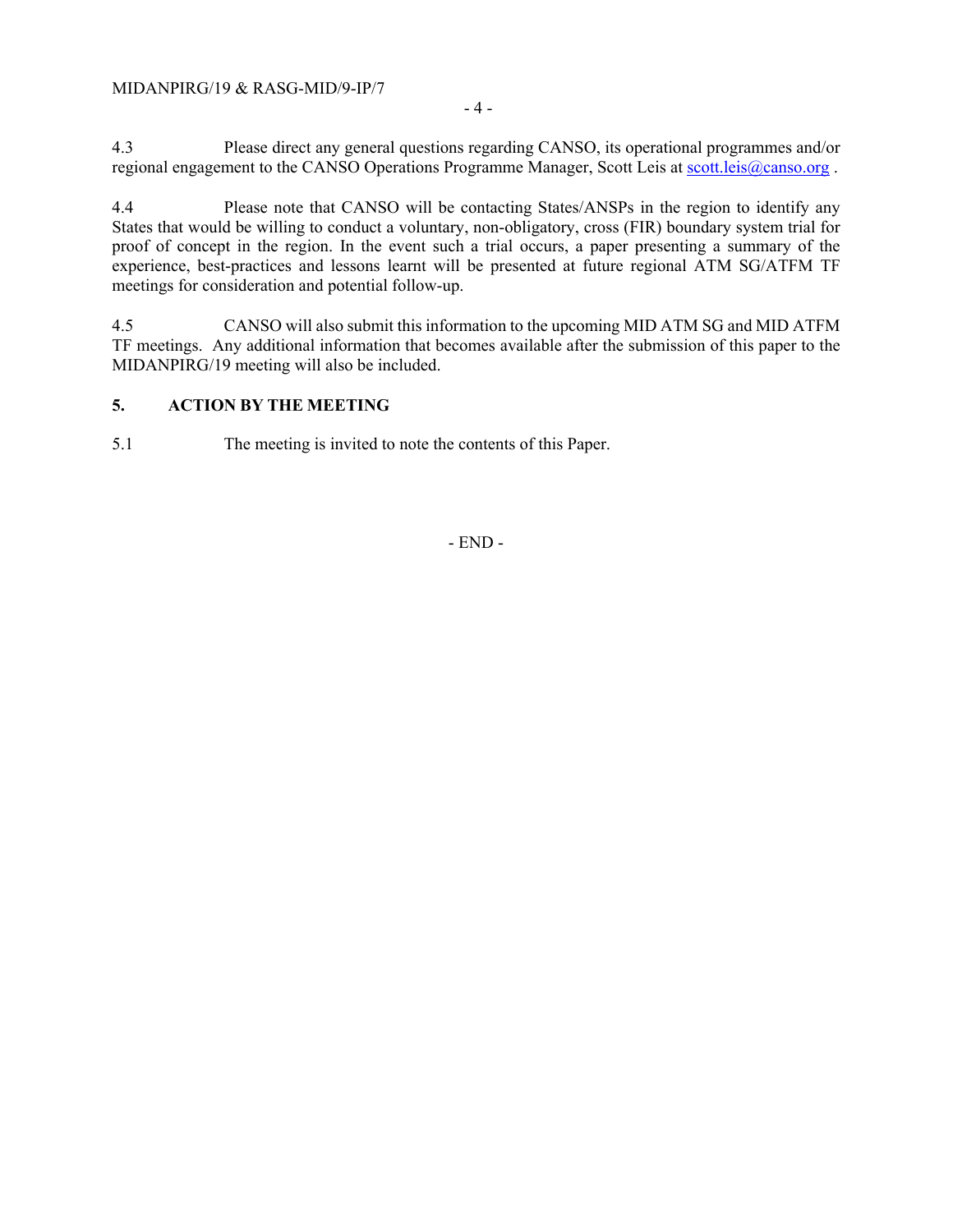4.3 Please direct any general questions regarding CANSO, its operational programmes and/or regional engagement to the CANSO Operations Programme Manager, Scott Leis at scott.leis@canso.org .

4.4 Please note that CANSO will be contacting States/ANSPs in the region to identify any States that would be willing to conduct a voluntary, non-obligatory, cross (FIR) boundary system trial for proof of concept in the region. In the event such a trial occurs, a paper presenting a summary of the experience, best-practices and lessons learnt will be presented at future regional ATM SG/ATFM TF meetings for consideration and potential follow-up.

4.5 CANSO will also submit this information to the upcoming MID ATM SG and MID ATFM TF meetings. Any additional information that becomes available after the submission of this paper to the MIDANPIRG/19 meeting will also be included.

## 5. ACTION BY THE MEETING

5.1 The meeting is invited to note the contents of this Paper.

- END -